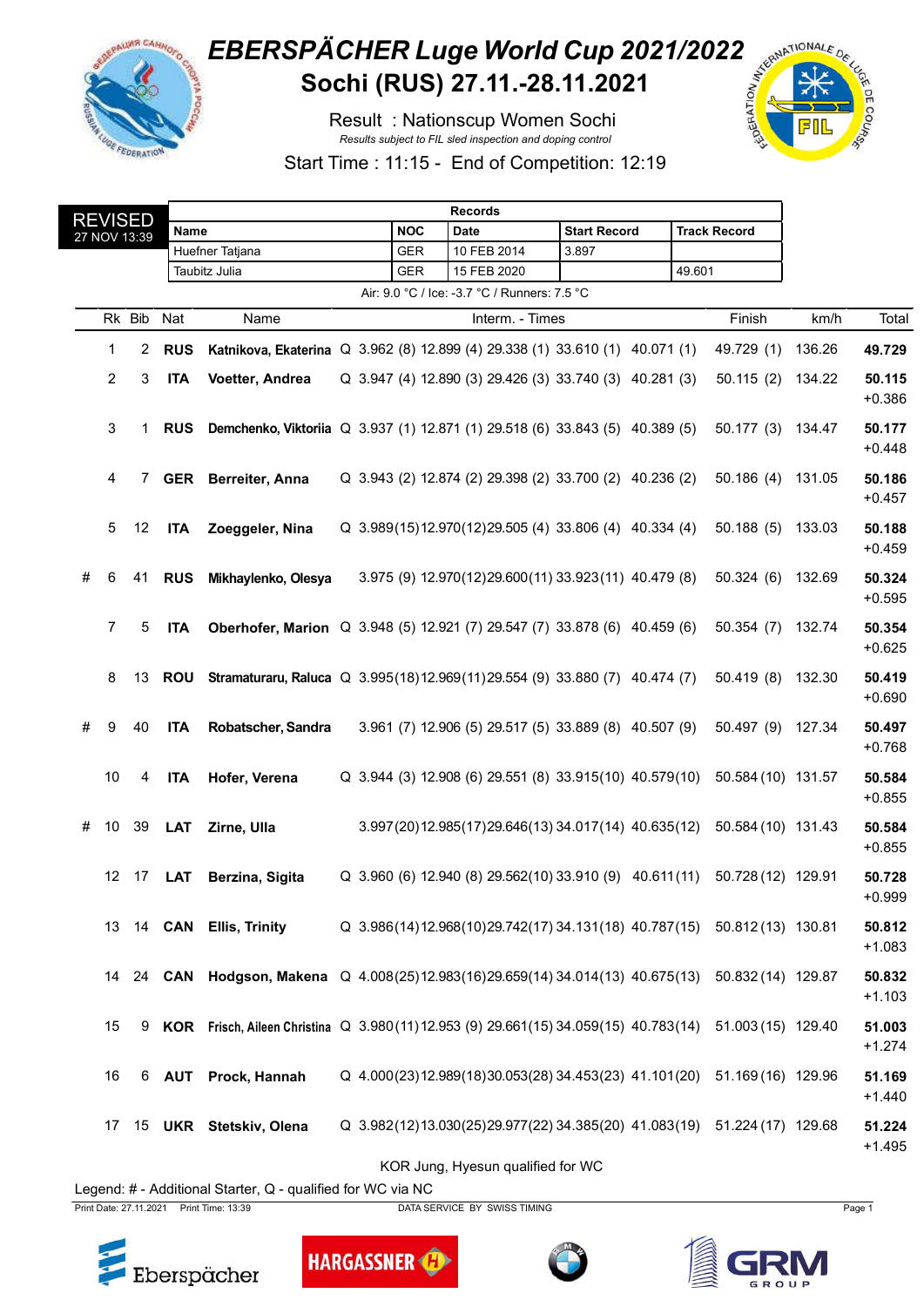# EBERSPÄCHER Luge World Cup 2021/2022
## Sochi (RUS) 27.11.-28.11.2021

Result : Nationscup Women Sochi

*Results subject to FIL sled inspection and doping control*

Start Time : 11:15 - End of Competition: 12:19

REVISED
27 NOV 13:39

| Records | | | | |
|---|---|---|---|---|
| Name | NOC | Date | Start Record | Track Record |
| Huefner Tatjana | GER | 10 FEB 2014 | 3.897 | |
| Taubitz Julia | GER | 15 FEB 2020 | | 49.601 |

Air: 9.0 °C / Ice: -3.7 °C / Runners: 7.5 °C

| | Rk | Bib | Nat | Name | | Interm. - Times | | | | | Finish | km/h | Total |
|---|---|---|---|---|---|---|---|---|---|---|---|---|---|
| | 1 | 2 | **RUS** | **Katnikova, Ekaterina** | Q | 3.962 (8) | 12.899 (4) | 29.338 (1) | 33.610 (1) | 40.071 (1) | 49.729 (1) | 136.26 | **49.729** |
| | 2 | 3 | **ITA** | **Voetter, Andrea** | Q | 3.947 (4) | 12.890 (3) | 29.426 (3) | 33.740 (3) | 40.281 (3) | 50.115 (2) | 134.22 | **50.115** +0.386 |
| | 3 | 1 | **RUS** | **Demchenko, Viktoriia** | Q | 3.937 (1) | 12.871 (1) | 29.518 (6) | 33.843 (5) | 40.389 (5) | 50.177 (3) | 134.47 | **50.177** +0.448 |
| | 4 | 7 | **GER** | **Berreiter, Anna** | Q | 3.943 (2) | 12.874 (2) | 29.398 (2) | 33.700 (2) | 40.236 (2) | 50.186 (4) | 131.05 | **50.186** +0.457 |
| | 5 | 12 | **ITA** | **Zoeggeler, Nina** | Q | 3.989(15) | 12.970(12) | 29.505 (4) | 33.806 (4) | 40.334 (4) | 50.188 (5) | 133.03 | **50.188** +0.459 |
| # | 6 | 41 | **RUS** | **Mikhaylenko, Olesya** | | 3.975 (9) | 12.970(12) | 29.600(11) | 33.923(11) | 40.479 (8) | 50.324 (6) | 132.69 | **50.324** +0.595 |
| | 7 | 5 | **ITA** | **Oberhofer, Marion** | Q | 3.948 (5) | 12.921 (7) | 29.547 (7) | 33.878 (6) | 40.459 (6) | 50.354 (7) | 132.74 | **50.354** +0.625 |
| | 8 | 13 | **ROU** | **Stramaturaru, Raluca** | Q | 3.995(18) | 12.969(11) | 29.554 (9) | 33.880 (7) | 40.474 (7) | 50.419 (8) | 132.30 | **50.419** +0.690 |
| # | 9 | 40 | **ITA** | **Robatscher, Sandra** | | 3.961 (7) | 12.906 (5) | 29.517 (5) | 33.889 (8) | 40.507 (9) | 50.497 (9) | 127.34 | **50.497** +0.768 |
| | 10 | 4 | **ITA** | **Hofer, Verena** | Q | 3.944 (3) | 12.908 (6) | 29.551 (8) | 33.915(10) | 40.579(10) | 50.584 (10) | 131.57 | **50.584** +0.855 |
| # | 10 | 39 | **LAT** | **Zirne, Ulla** | | 3.997(20) | 12.985(17) | 29.646(13) | 34.017(14) | 40.635(12) | 50.584 (10) | 131.43 | **50.584** +0.855 |
| | 12 | 17 | **LAT** | **Berzina, Sigita** | Q | 3.960 (6) | 12.940 (8) | 29.562(10) | 33.910 (9) | 40.611(11) | 50.728 (12) | 129.91 | **50.728** +0.999 |
| | 13 | 14 | **CAN** | **Ellis, Trinity** | Q | 3.986(14) | 12.968(10) | 29.742(17) | 34.131(18) | 40.787(15) | 50.812 (13) | 130.81 | **50.812** +1.083 |
| | 14 | 24 | **CAN** | **Hodgson, Makena** | Q | 4.008(25) | 12.983(16) | 29.659(14) | 34.014(13) | 40.675(13) | 50.832 (14) | 129.87 | **50.832** +1.103 |
| | 15 | 9 | **KOR** | **Frisch, Aileen Christina** | Q | 3.980(11) | 12.953 (9) | 29.661(15) | 34.059(15) | 40.783(14) | 51.003 (15) | 129.40 | **51.003** +1.274 |
| | 16 | 6 | **AUT** | **Prock, Hannah** | Q | 4.000(23) | 12.989(18) | 30.053(28) | 34.453(23) | 41.101(20) | 51.169 (16) | 129.96 | **51.169** +1.440 |
| | 17 | 15 | **UKR** | **Stetskiv, Olena** | Q | 3.982(12) | 13.030(25) | 29.977(22) | 34.385(20) | 41.083(19) | 51.224 (17) | 129.68 | **51.224** +1.495 |

KOR Jung, Hyesun qualified for WC

Legend: # - Additional Starter, Q - qualified for WC via NC

Print Date: 27.11.2021 Print Time: 13:39 DATA SERVICE BY SWISS TIMING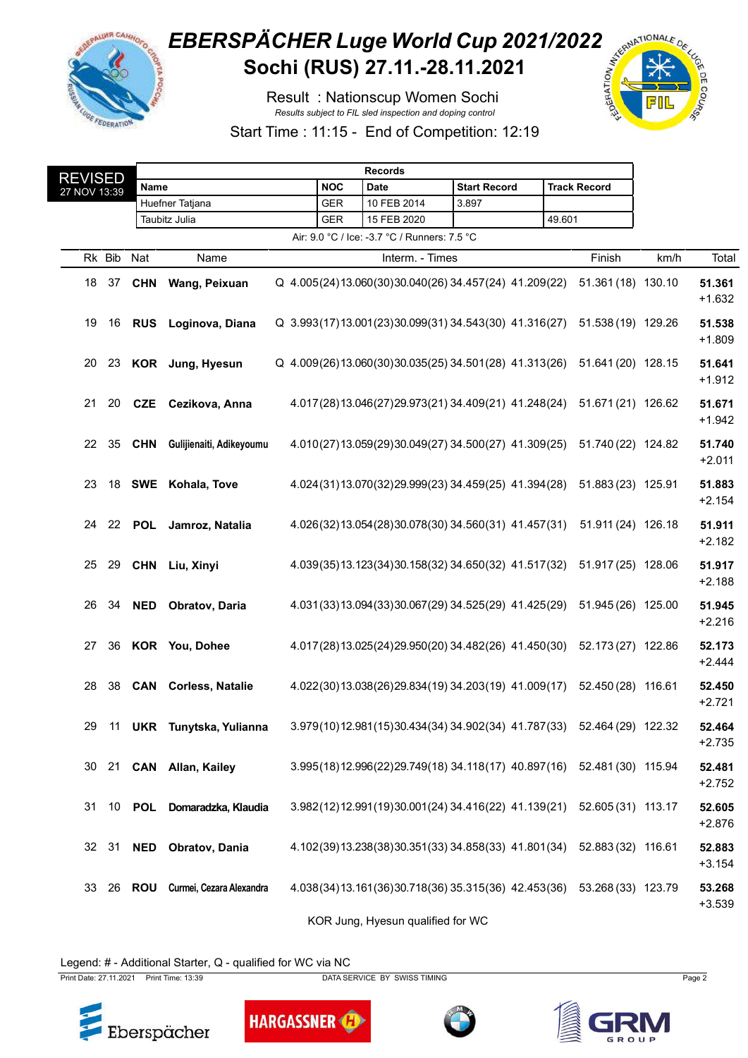# EBERSPÄCHER Luge World Cup 2021/2022
## Sochi (RUS) 27.11.-28.11.2021

Result : Nationscup Women Sochi

*Results subject to FIL sled inspection and doping control*

Start Time : 11:15 - End of Competition: 12:19

REVISED
27 NOV 13:39

| Records | | | | |
|---|---|---|---|---|
| Name | NOC | Date | Start Record | Track Record |
| Huefner Tatjana | GER | 10 FEB 2014 | 3.897 | |
| Taubitz Julia | GER | 15 FEB 2020 | | 49.601 |

Air: 9.0 °C / Ice: -3.7 °C / Runners: 7.5 °C

| Rk | Bib | Nat | Name | | Interm. - Times | | | | | Finish | km/h | Total |
|---|---|---|---|---|---|---|---|---|---|---|---|---|
| 18 | 37 | **CHN** | **Wang, Peixuan** | Q | 4.005(24) | 13.060(30) | 30.040(26) | 34.457(24) | 41.209(22) | 51.361 (18) | 130.10 | **51.361** +1.632 |
| 19 | 16 | **RUS** | **Loginova, Diana** | Q | 3.993(17) | 13.001(23) | 30.099(31) | 34.543(30) | 41.316(27) | 51.538 (19) | 129.26 | **51.538** +1.809 |
| 20 | 23 | **KOR** | **Jung, Hyesun** | Q | 4.009(26) | 13.060(30) | 30.035(25) | 34.501(28) | 41.313(26) | 51.641 (20) | 128.15 | **51.641** +1.912 |
| 21 | 20 | **CZE** | **Cezikova, Anna** | | 4.017(28) | 13.046(27) | 29.973(21) | 34.409(21) | 41.248(24) | 51.671 (21) | 126.62 | **51.671** +1.942 |
| 22 | 35 | **CHN** | **Gulijienaiti, Adikeyoumu** | | 4.010(27) | 13.059(29) | 30.049(27) | 34.500(27) | 41.309(25) | 51.740 (22) | 124.82 | **51.740** +2.011 |
| 23 | 18 | **SWE** | **Kohala, Tove** | | 4.024(31) | 13.070(32) | 29.999(23) | 34.459(25) | 41.394(28) | 51.883 (23) | 125.91 | **51.883** +2.154 |
| 24 | 22 | **POL** | **Jamroz, Natalia** | | 4.026(32) | 13.054(28) | 30.078(30) | 34.560(31) | 41.457(31) | 51.911 (24) | 126.18 | **51.911** +2.182 |
| 25 | 29 | **CHN** | **Liu, Xinyi** | | 4.039(35) | 13.123(34) | 30.158(32) | 34.650(32) | 41.517(32) | 51.917 (25) | 128.06 | **51.917** +2.188 |
| 26 | 34 | **NED** | **Obratov, Daria** | | 4.031(33) | 13.094(33) | 30.067(29) | 34.525(29) | 41.425(29) | 51.945 (26) | 125.00 | **51.945** +2.216 |
| 27 | 36 | **KOR** | **You, Dohee** | | 4.017(28) | 13.025(24) | 29.950(20) | 34.482(26) | 41.450(30) | 52.173 (27) | 122.86 | **52.173** +2.444 |
| 28 | 38 | **CAN** | **Corless, Natalie** | | 4.022(30) | 13.038(26) | 29.834(19) | 34.203(19) | 41.009(17) | 52.450 (28) | 116.61 | **52.450** +2.721 |
| 29 | 11 | **UKR** | **Tunytska, Yulianna** | | 3.979(10) | 12.981(15) | 30.434(34) | 34.902(34) | 41.787(33) | 52.464 (29) | 122.32 | **52.464** +2.735 |
| 30 | 21 | **CAN** | **Allan, Kailey** | | 3.995(18) | 12.996(22) | 29.749(18) | 34.118(17) | 40.897(16) | 52.481 (30) | 115.94 | **52.481** +2.752 |
| 31 | 10 | **POL** | **Domaradzka, Klaudia** | | 3.982(12) | 12.991(19) | 30.001(24) | 34.416(22) | 41.139(21) | 52.605 (31) | 113.17 | **52.605** +2.876 |
| 32 | 31 | **NED** | **Obratov, Dania** | | 4.102(39) | 13.238(38) | 30.351(33) | 34.858(33) | 41.801(34) | 52.883 (32) | 116.61 | **52.883** +3.154 |
| 33 | 26 | **ROU** | **Curmei, Cezara Alexandra** | | 4.038(34) | 13.161(36) | 30.718(36) | 35.315(36) | 42.453(36) | 53.268 (33) | 123.79 | **53.268** +3.539 |

KOR Jung, Hyesun qualified for WC

Legend: # - Additional Starter, Q - qualified for WC via NC

Print Date: 27.11.2021 Print Time: 13:39 DATA SERVICE BY SWISS TIMING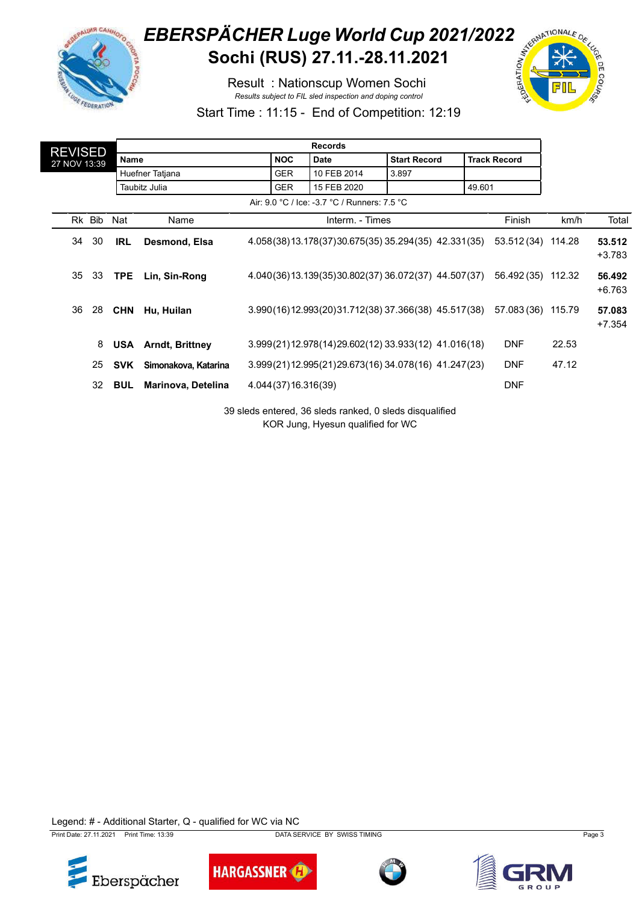# EBERSPÄCHER Luge World Cup 2021/2022

## Sochi (RUS) 27.11.-28.11.2021

Result : Nationscup Women Sochi

*Results subject to FIL sled inspection and doping control*

Start Time : 11:15 - End of Competition: 12:19

REVISED
27 NOV 13:39

| Records | | | | |
|---|---|---|---|---|
| Name | NOC | Date | Start Record | Track Record |
| Huefner Tatjana | GER | 10 FEB 2014 | 3.897 | |
| Taubitz Julia | GER | 15 FEB 2020 | | 49.601 |

Air: 9.0 °C / Ice: -3.7 °C / Runners: 7.5 °C

| Rk | Bib | Nat | Name | Interm. - Times | | | | | Finish | km/h | Total |
|---|---|---|---|---|---|---|---|---|---|---|---|
| 34 | 30 | **IRL** | **Desmond, Elsa** | 4.058(38) | 13.178(37) | 30.675(35) | 35.294(35) | 42.331(35) | 53.512 (34) | 114.28 | **53.512** +3.783 |
| 35 | 33 | **TPE** | **Lin, Sin-Rong** | 4.040(36) | 13.139(35) | 30.802(37) | 36.072(37) | 44.507(37) | 56.492 (35) | 112.32 | **56.492** +6.763 |
| 36 | 28 | **CHN** | **Hu, Huilan** | 3.990(16) | 12.993(20) | 31.712(38) | 37.366(38) | 45.517(38) | 57.083 (36) | 115.79 | **57.083** +7.354 |
| | 8 | **USA** | **Arndt, Brittney** | 3.999(21) | 12.978(14) | 29.602(12) | 33.933(12) | 41.016(18) | DNF | 22.53 | |
| | 25 | **SVK** | **Simonakova, Katarina** | 3.999(21) | 12.995(21) | 29.673(16) | 34.078(16) | 41.247(23) | DNF | 47.12 | |
| | 32 | **BUL** | **Marinova, Detelina** | 4.044(37) | 16.316(39) | | | | DNF | | |

39 sleds entered, 36 sleds ranked, 0 sleds disqualified

KOR Jung, Hyesun qualified for WC

Legend: # - Additional Starter, Q - qualified for WC via NC

Print Date: 27.11.2021 Print Time: 13:39 DATA SERVICE BY SWISS TIMING